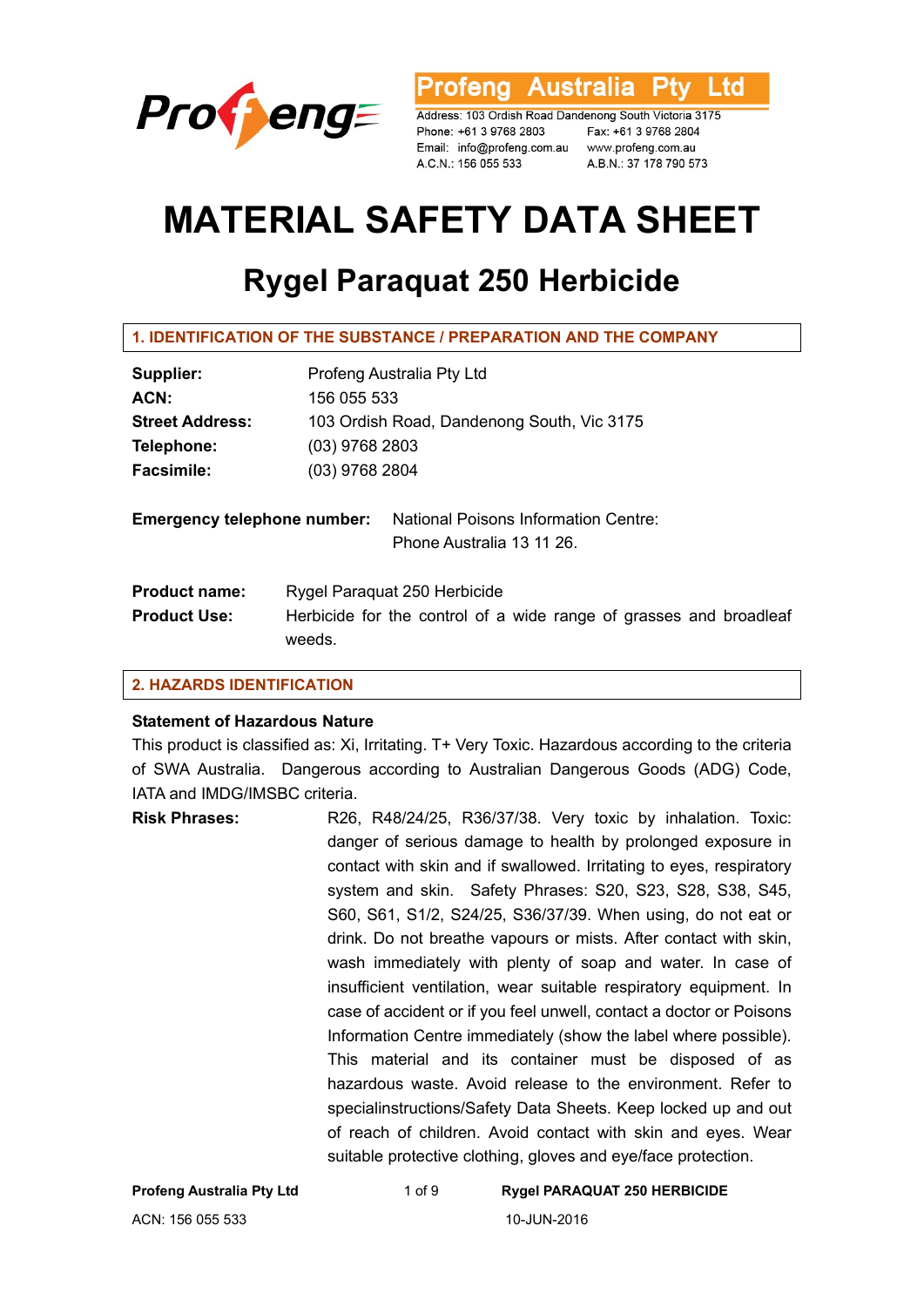Profeng

**Profeng Australia Pty Ltd**

Address: 103 Ordish Road Dandenong South Victoria 3175
Phone: +61 3 9768 2803 Fax: +61 3 9768 2804
Email: info@profeng.com.au www.profeng.com.au
A.C.N.: 156 055 533 A.B.N.: 37 178 790 573

# MATERIAL SAFETY DATA SHEET

## Rygel Paraquat 250 Herbicide

### 1. IDENTIFICATION OF THE SUBSTANCE / PREPARATION AND THE COMPANY

**Supplier:** Profeng Australia Pty Ltd
**ACN:** 156 055 533
**Street Address:** 103 Ordish Road, Dandenong South, Vic 3175
**Telephone:** (03) 9768 2803
**Facsimile:** (03) 9768 2804

**Emergency telephone number:** National Poisons Information Centre: Phone Australia 13 11 26.

**Product name:** Rygel Paraquat 250 Herbicide
**Product Use:** Herbicide for the control of a wide range of grasses and broadleaf weeds.

### 2. HAZARDS IDENTIFICATION

**Statement of Hazardous Nature**

This product is classified as: Xi, Irritating. T+ Very Toxic. Hazardous according to the criteria of SWA Australia. Dangerous according to Australian Dangerous Goods (ADG) Code, IATA and IMDG/IMSBC criteria.

**Risk Phrases:** R26, R48/24/25, R36/37/38. Very toxic by inhalation. Toxic: danger of serious damage to health by prolonged exposure in contact with skin and if swallowed. Irritating to eyes, respiratory system and skin. Safety Phrases: S20, S23, S28, S38, S45, S60, S61, S1/2, S24/25, S36/37/39. When using, do not eat or drink. Do not breathe vapours or mists. After contact with skin, wash immediately with plenty of soap and water. In case of insufficient ventilation, wear suitable respiratory equipment. In case of accident or if you feel unwell, contact a doctor or Poisons Information Centre immediately (show the label where possible). This material and its container must be disposed of as hazardous waste. Avoid release to the environment. Refer to specialinstructions/Safety Data Sheets. Keep locked up and out of reach of children. Avoid contact with skin and eyes. Wear suitable protective clothing, gloves and eye/face protection.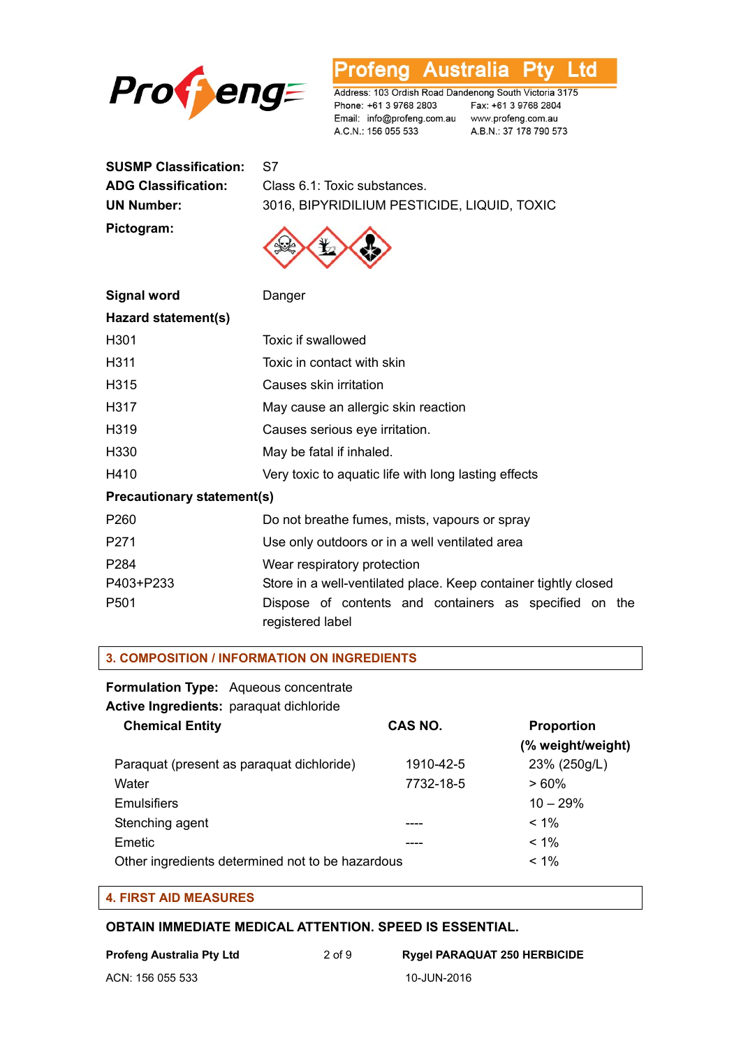| | |
|---|---|
| **SUSMP Classification:** | S7 |
| **ADG Classification:** | Class 6.1: Toxic substances. |
| **UN Number:** | 3016, BIPYRIDILIUM PESTICIDE, LIQUID, TOXIC |
| **Pictogram:** | |

| | |
|---|---|
| **Signal word** | Danger |

**Hazard statement(s)**

| | |
|---|---|
| H301 | Toxic if swallowed |
| H311 | Toxic in contact with skin |
| H315 | Causes skin irritation |
| H317 | May cause an allergic skin reaction |
| H319 | Causes serious eye irritation. |
| H330 | May be fatal if inhaled. |
| H410 | Very toxic to aquatic life with long lasting effects |

**Precautionary statement(s)**

| | |
|---|---|
| P260 | Do not breathe fumes, mists, vapours or spray |
| P271 | Use only outdoors or in a well ventilated area |
| P284 | Wear respiratory protection |
| P403+P233 | Store in a well-ventilated place. Keep container tightly closed |
| P501 | Dispose of contents and containers as specified on the registered label |

## 3. COMPOSITION / INFORMATION ON INGREDIENTS

**Formulation Type:** Aqueous concentrate
**Active Ingredients:** paraquat dichloride

| Chemical Entity | CAS NO. | Proportion (% weight/weight) |
|---|---|---|
| Paraquat (present as paraquat dichloride) | 1910-42-5 | 23% (250g/L) |
| Water | 7732-18-5 | > 60% |
| Emulsifiers | | 10 – 29% |
| Stenching agent | ---- | < 1% |
| Emetic | ---- | < 1% |
| Other ingredients determined not to be hazardous | | < 1% |

## 4. FIRST AID MEASURES

**OBTAIN IMMEDIATE MEDICAL ATTENTION. SPEED IS ESSENTIAL.**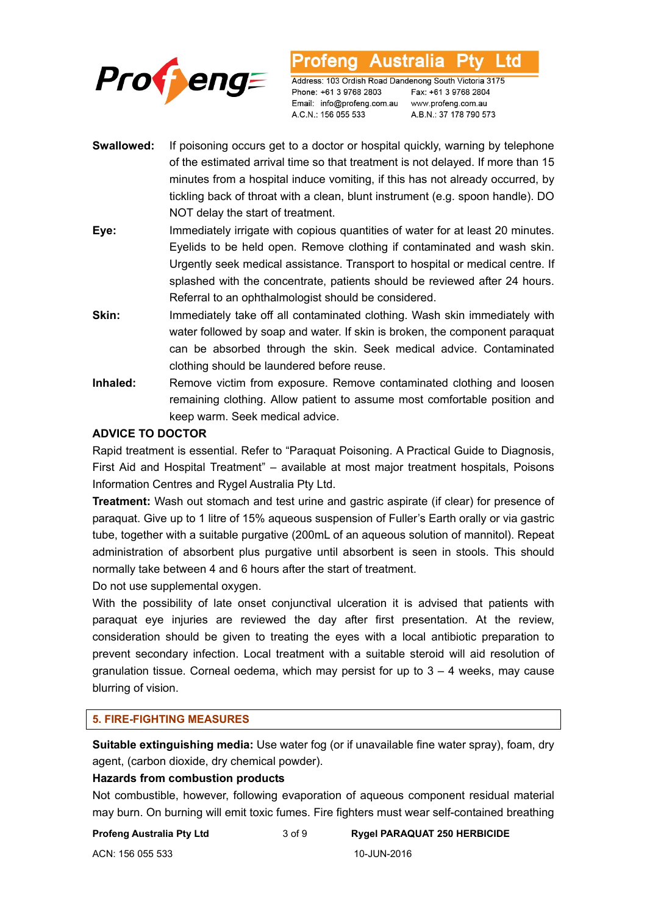**Swallowed:** If poisoning occurs get to a doctor or hospital quickly, warning by telephone of the estimated arrival time so that treatment is not delayed. If more than 15 minutes from a hospital induce vomiting, if this has not already occurred, by tickling back of throat with a clean, blunt instrument (e.g. spoon handle). DO NOT delay the start of treatment.

**Eye:** Immediately irrigate with copious quantities of water for at least 20 minutes. Eyelids to be held open. Remove clothing if contaminated and wash skin. Urgently seek medical assistance. Transport to hospital or medical centre. If splashed with the concentrate, patients should be reviewed after 24 hours. Referral to an ophthalmologist should be considered.

**Skin:** Immediately take off all contaminated clothing. Wash skin immediately with water followed by soap and water. If skin is broken, the component paraquat can be absorbed through the skin. Seek medical advice. Contaminated clothing should be laundered before reuse.

**Inhaled:** Remove victim from exposure. Remove contaminated clothing and loosen remaining clothing. Allow patient to assume most comfortable position and keep warm. Seek medical advice.

**ADVICE TO DOCTOR**

Rapid treatment is essential. Refer to "Paraquat Poisoning. A Practical Guide to Diagnosis, First Aid and Hospital Treatment" – available at most major treatment hospitals, Poisons Information Centres and Rygel Australia Pty Ltd.

**Treatment:** Wash out stomach and test urine and gastric aspirate (if clear) for presence of paraquat. Give up to 1 litre of 15% aqueous suspension of Fuller's Earth orally or via gastric tube, together with a suitable purgative (200mL of an aqueous solution of mannitol). Repeat administration of absorbent plus purgative until absorbent is seen in stools. This should normally take between 4 and 6 hours after the start of treatment.

Do not use supplemental oxygen.

With the possibility of late onset conjunctival ulceration it is advised that patients with paraquat eye injuries are reviewed the day after first presentation. At the review, consideration should be given to treating the eyes with a local antibiotic preparation to prevent secondary infection. Local treatment with a suitable steroid will aid resolution of granulation tissue. Corneal oedema, which may persist for up to 3 – 4 weeks, may cause blurring of vision.

## 5. FIRE-FIGHTING MEASURES

**Suitable extinguishing media:** Use water fog (or if unavailable fine water spray), foam, dry agent, (carbon dioxide, dry chemical powder).

**Hazards from combustion products**

Not combustible, however, following evaporation of aqueous component residual material may burn. On burning will emit toxic fumes. Fire fighters must wear self-contained breathing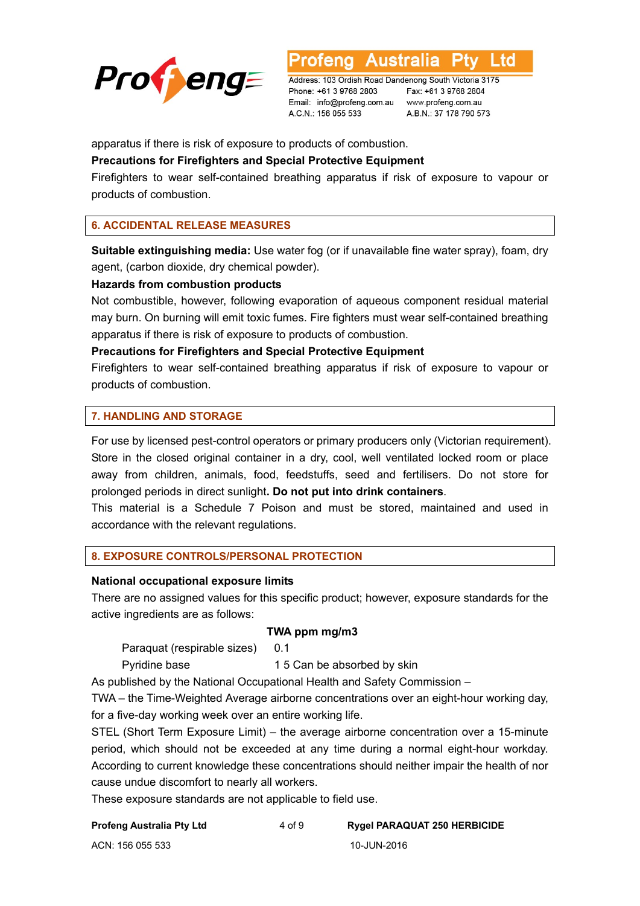apparatus if there is risk of exposure to products of combustion.

**Precautions for Firefighters and Special Protective Equipment**

Firefighters to wear self-contained breathing apparatus if risk of exposure to vapour or products of combustion.

## 6. ACCIDENTAL RELEASE MEASURES

**Suitable extinguishing media:** Use water fog (or if unavailable fine water spray), foam, dry agent, (carbon dioxide, dry chemical powder).

**Hazards from combustion products**

Not combustible, however, following evaporation of aqueous component residual material may burn. On burning will emit toxic fumes. Fire fighters must wear self-contained breathing apparatus if there is risk of exposure to products of combustion.

**Precautions for Firefighters and Special Protective Equipment**

Firefighters to wear self-contained breathing apparatus if risk of exposure to vapour or products of combustion.

## 7. HANDLING AND STORAGE

For use by licensed pest-control operators or primary producers only (Victorian requirement). Store in the closed original container in a dry, cool, well ventilated locked room or place away from children, animals, food, feedstuffs, seed and fertilisers. Do not store for prolonged periods in direct sunlight**. Do not put into drink containers**.

This material is a Schedule 7 Poison and must be stored, maintained and used in accordance with the relevant regulations.

## 8. EXPOSURE CONTROLS/PERSONAL PROTECTION

**National occupational exposure limits**

There are no assigned values for this specific product; however, exposure standards for the active ingredients are as follows:

| | TWA ppm | mg/m3 | |
|---|---|---|---|
| Paraquat (respirable sizes) | | 0.1 | |
| Pyridine base | 1 | 5 | Can be absorbed by skin |

As published by the National Occupational Health and Safety Commission –

TWA – the Time-Weighted Average airborne concentrations over an eight-hour working day, for a five-day working week over an entire working life.

STEL (Short Term Exposure Limit) – the average airborne concentration over a 15-minute period, which should not be exceeded at any time during a normal eight-hour workday. According to current knowledge these concentrations should neither impair the health of nor cause undue discomfort to nearly all workers.

These exposure standards are not applicable to field use.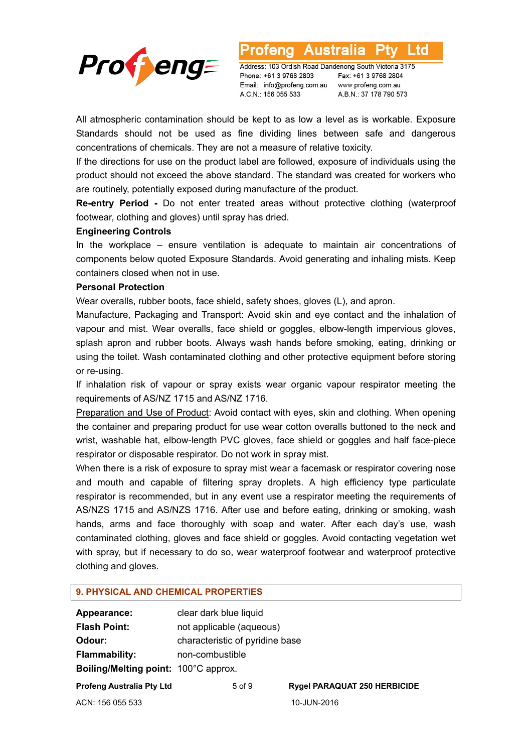All atmospheric contamination should be kept to as low a level as is workable. Exposure Standards should not be used as fine dividing lines between safe and dangerous concentrations of chemicals. They are not a measure of relative toxicity.

If the directions for use on the product label are followed, exposure of individuals using the product should not exceed the above standard. The standard was created for workers who are routinely, potentially exposed during manufacture of the product.

**Re-entry Period -** Do not enter treated areas without protective clothing (waterproof footwear, clothing and gloves) until spray has dried.

**Engineering Controls**

In the workplace – ensure ventilation is adequate to maintain air concentrations of components below quoted Exposure Standards. Avoid generating and inhaling mists. Keep containers closed when not in use.

**Personal Protection**

Wear overalls, rubber boots, face shield, safety shoes, gloves (L), and apron.

Manufacture, Packaging and Transport: Avoid skin and eye contact and the inhalation of vapour and mist. Wear overalls, face shield or goggles, elbow-length impervious gloves, splash apron and rubber boots. Always wash hands before smoking, eating, drinking or using the toilet. Wash contaminated clothing and other protective equipment before storing or re-using.

If inhalation risk of vapour or spray exists wear organic vapour respirator meeting the requirements of AS/NZ 1715 and AS/NZ 1716.

Preparation and Use of Product: Avoid contact with eyes, skin and clothing. When opening the container and preparing product for use wear cotton overalls buttoned to the neck and wrist, washable hat, elbow-length PVC gloves, face shield or goggles and half face-piece respirator or disposable respirator. Do not work in spray mist.

When there is a risk of exposure to spray mist wear a facemask or respirator covering nose and mouth and capable of filtering spray droplets. A high efficiency type particulate respirator is recommended, but in any event use a respirator meeting the requirements of AS/NZS 1715 and AS/NZS 1716. After use and before eating, drinking or smoking, wash hands, arms and face thoroughly with soap and water. After each day's use, wash contaminated clothing, gloves and face shield or goggles. Avoid contacting vegetation wet with spray, but if necessary to do so, wear waterproof footwear and waterproof protective clothing and gloves.

## 9. PHYSICAL AND CHEMICAL PROPERTIES

**Appearance:** clear dark blue liquid

**Flash Point:** not applicable (aqueous)

**Odour:** characteristic of pyridine base

**Flammability:** non-combustible

**Boiling/Melting point:** 100°C approx.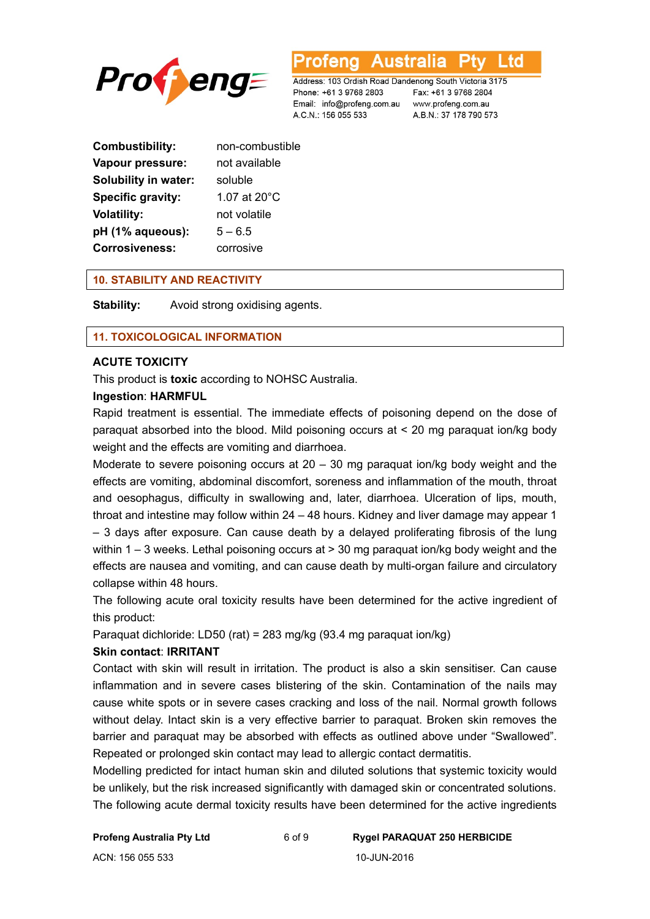| | |
|---|---|
| **Combustibility:** | non-combustible |
| **Vapour pressure:** | not available |
| **Solubility in water:** | soluble |
| **Specific gravity:** | 1.07 at 20°C |
| **Volatility:** | not volatile |
| **pH (1% aqueous):** | 5 – 6.5 |
| **Corrosiveness:** | corrosive |

## 10. STABILITY AND REACTIVITY

**Stability:** Avoid strong oxidising agents.

## 11. TOXICOLOGICAL INFORMATION

**ACUTE TOXICITY**

This product is **toxic** according to NOHSC Australia.

**Ingestion**: **HARMFUL**

Rapid treatment is essential. The immediate effects of poisoning depend on the dose of paraquat absorbed into the blood. Mild poisoning occurs at < 20 mg paraquat ion/kg body weight and the effects are vomiting and diarrhoea.

Moderate to severe poisoning occurs at 20 – 30 mg paraquat ion/kg body weight and the effects are vomiting, abdominal discomfort, soreness and inflammation of the mouth, throat and oesophagus, difficulty in swallowing and, later, diarrhoea. Ulceration of lips, mouth, throat and intestine may follow within 24 – 48 hours. Kidney and liver damage may appear 1 – 3 days after exposure. Can cause death by a delayed proliferating fibrosis of the lung within 1 – 3 weeks. Lethal poisoning occurs at > 30 mg paraquat ion/kg body weight and the effects are nausea and vomiting, and can cause death by multi-organ failure and circulatory collapse within 48 hours.

The following acute oral toxicity results have been determined for the active ingredient of this product:

Paraquat dichloride: LD50 (rat) = 283 mg/kg (93.4 mg paraquat ion/kg)

**Skin contact**: **IRRITANT**

Contact with skin will result in irritation. The product is also a skin sensitiser. Can cause inflammation and in severe cases blistering of the skin. Contamination of the nails may cause white spots or in severe cases cracking and loss of the nail. Normal growth follows without delay. Intact skin is a very effective barrier to paraquat. Broken skin removes the barrier and paraquat may be absorbed with effects as outlined above under "Swallowed". Repeated or prolonged skin contact may lead to allergic contact dermatitis.

Modelling predicted for intact human skin and diluted solutions that systemic toxicity would be unlikely, but the risk increased significantly with damaged skin or concentrated solutions. The following acute dermal toxicity results have been determined for the active ingredients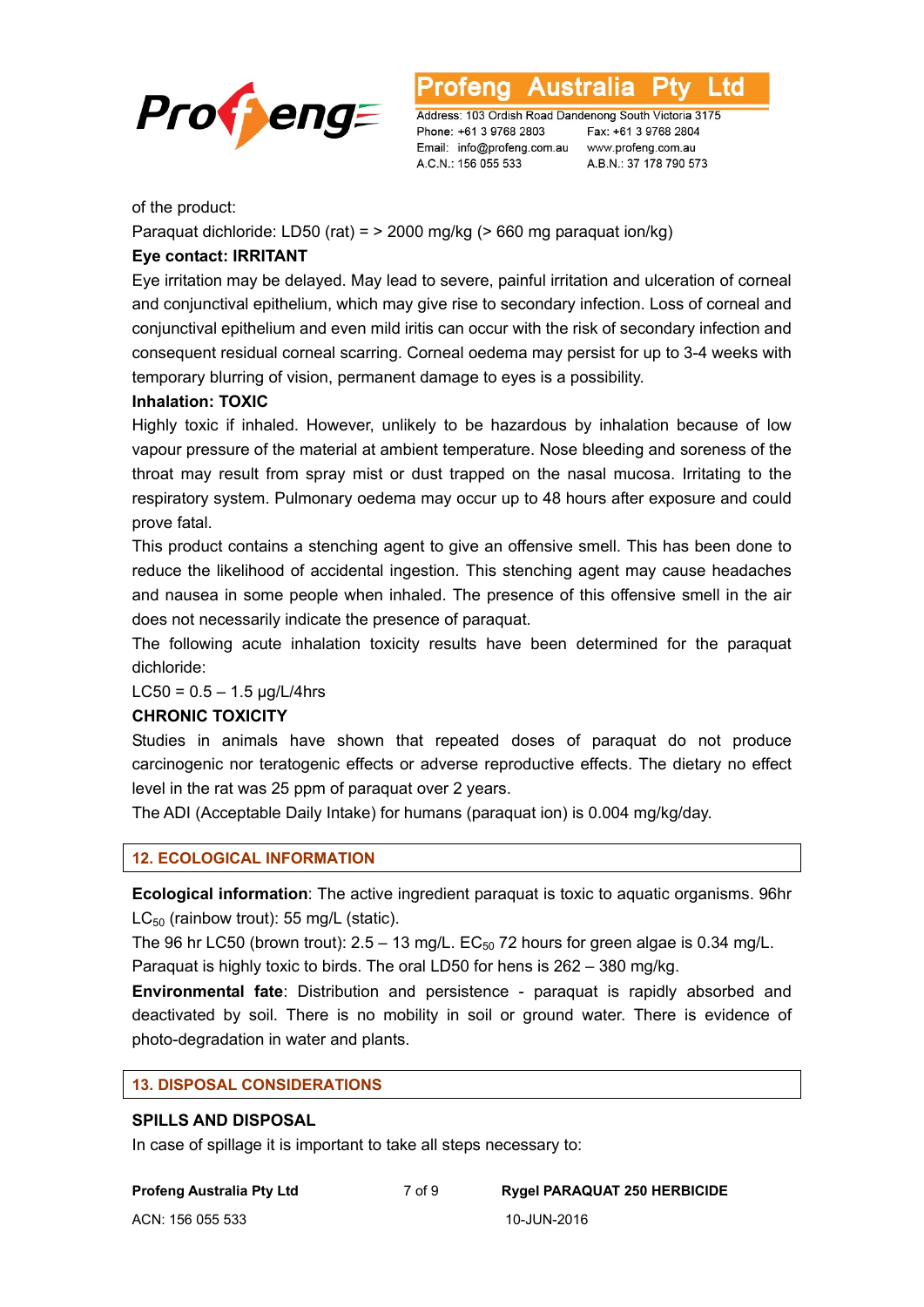of the product:

Paraquat dichloride: LD50 (rat) = > 2000 mg/kg (> 660 mg paraquat ion/kg)

**Eye contact: IRRITANT**

Eye irritation may be delayed. May lead to severe, painful irritation and ulceration of corneal and conjunctival epithelium, which may give rise to secondary infection. Loss of corneal and conjunctival epithelium and even mild iritis can occur with the risk of secondary infection and consequent residual corneal scarring. Corneal oedema may persist for up to 3-4 weeks with temporary blurring of vision, permanent damage to eyes is a possibility.

**Inhalation: TOXIC**

Highly toxic if inhaled. However, unlikely to be hazardous by inhalation because of low vapour pressure of the material at ambient temperature. Nose bleeding and soreness of the throat may result from spray mist or dust trapped on the nasal mucosa. Irritating to the respiratory system. Pulmonary oedema may occur up to 48 hours after exposure and could prove fatal.

This product contains a stenching agent to give an offensive smell. This has been done to reduce the likelihood of accidental ingestion. This stenching agent may cause headaches and nausea in some people when inhaled. The presence of this offensive smell in the air does not necessarily indicate the presence of paraquat.

The following acute inhalation toxicity results have been determined for the paraquat dichloride:

LC50 = 0.5 – 1.5 µg/L/4hrs

**CHRONIC TOXICITY**

Studies in animals have shown that repeated doses of paraquat do not produce carcinogenic nor teratogenic effects or adverse reproductive effects. The dietary no effect level in the rat was 25 ppm of paraquat over 2 years.

The ADI (Acceptable Daily Intake) for humans (paraquat ion) is 0.004 mg/kg/day.

## 12. ECOLOGICAL INFORMATION

**Ecological information**: The active ingredient paraquat is toxic to aquatic organisms. 96hr $LC_{50}$ (rainbow trout): 55 mg/L (static).

The 96 hr LC50 (brown trout): 2.5 – 13 mg/L. $EC_{50}$ 72 hours for green algae is 0.34 mg/L.

Paraquat is highly toxic to birds. The oral LD50 for hens is 262 – 380 mg/kg.

**Environmental fate**: Distribution and persistence - paraquat is rapidly absorbed and deactivated by soil. There is no mobility in soil or ground water. There is evidence of photo-degradation in water and plants.

## 13. DISPOSAL CONSIDERATIONS

**SPILLS AND DISPOSAL**

In case of spillage it is important to take all steps necessary to: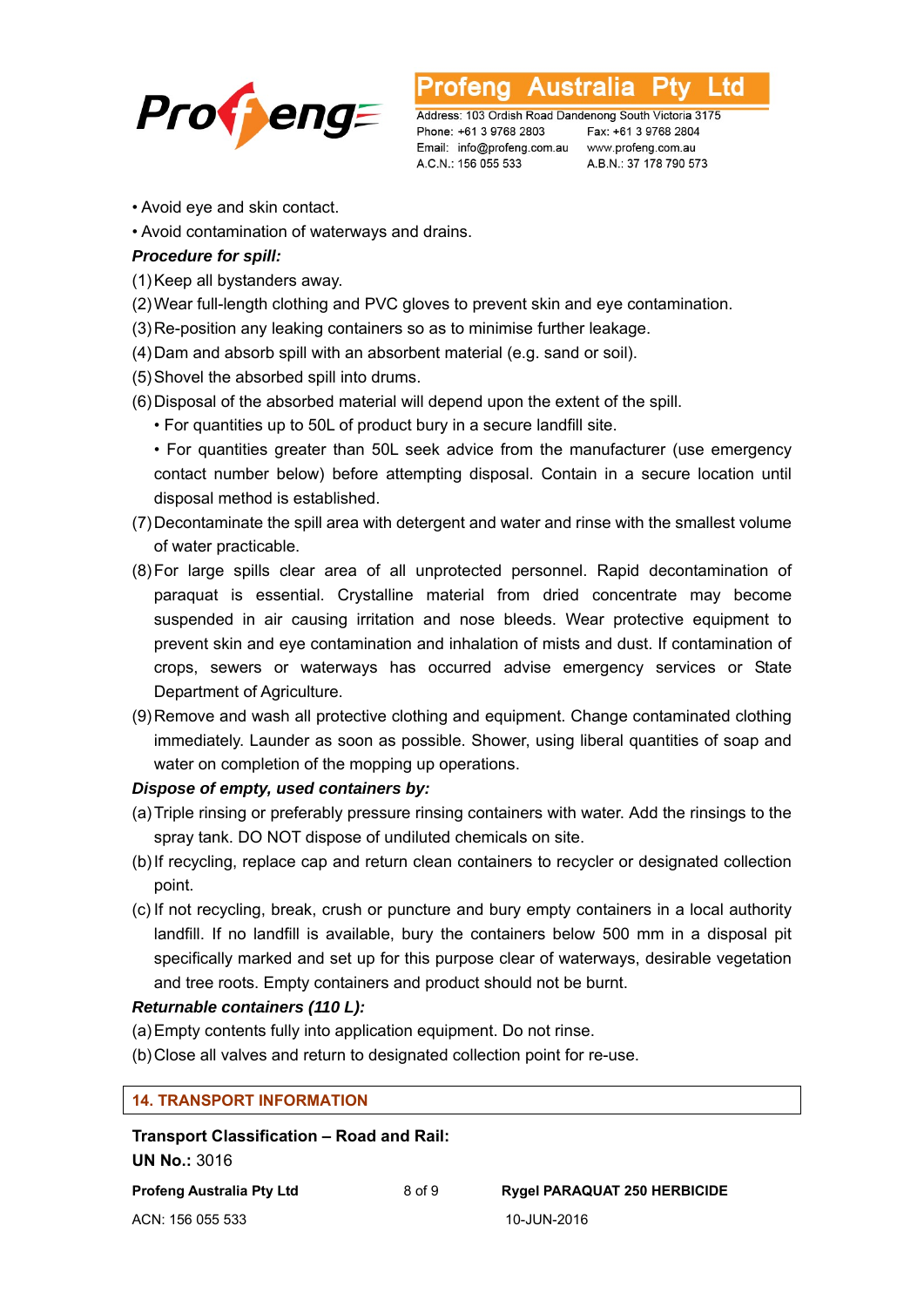• Avoid eye and skin contact.

• Avoid contamination of waterways and drains.

***Procedure for spill:***

(1) Keep all bystanders away.

(2) Wear full-length clothing and PVC gloves to prevent skin and eye contamination.

(3) Re-position any leaking containers so as to minimise further leakage.

(4) Dam and absorb spill with an absorbent material (e.g. sand or soil).

(5) Shovel the absorbed spill into drums.

(6) Disposal of the absorbed material will depend upon the extent of the spill.

- For quantities up to 50L of product bury in a secure landfill site.
- For quantities greater than 50L seek advice from the manufacturer (use emergency contact number below) before attempting disposal. Contain in a secure location until disposal method is established.

(7) Decontaminate the spill area with detergent and water and rinse with the smallest volume of water practicable.

(8) For large spills clear area of all unprotected personnel. Rapid decontamination of paraquat is essential. Crystalline material from dried concentrate may become suspended in air causing irritation and nose bleeds. Wear protective equipment to prevent skin and eye contamination and inhalation of mists and dust. If contamination of crops, sewers or waterways has occurred advise emergency services or State Department of Agriculture.

(9) Remove and wash all protective clothing and equipment. Change contaminated clothing immediately. Launder as soon as possible. Shower, using liberal quantities of soap and water on completion of the mopping up operations.

***Dispose of empty, used containers by:***

(a) Triple rinsing or preferably pressure rinsing containers with water. Add the rinsings to the spray tank. DO NOT dispose of undiluted chemicals on site.

(b) If recycling, replace cap and return clean containers to recycler or designated collection point.

(c) If not recycling, break, crush or puncture and bury empty containers in a local authority landfill. If no landfill is available, bury the containers below 500 mm in a disposal pit specifically marked and set up for this purpose clear of waterways, desirable vegetation and tree roots. Empty containers and product should not be burnt.

***Returnable containers (110 L):***

(a) Empty contents fully into application equipment. Do not rinse.

(b) Close all valves and return to designated collection point for re-use.

## 14. TRANSPORT INFORMATION

**Transport Classification – Road and Rail:**

**UN No.:** 3016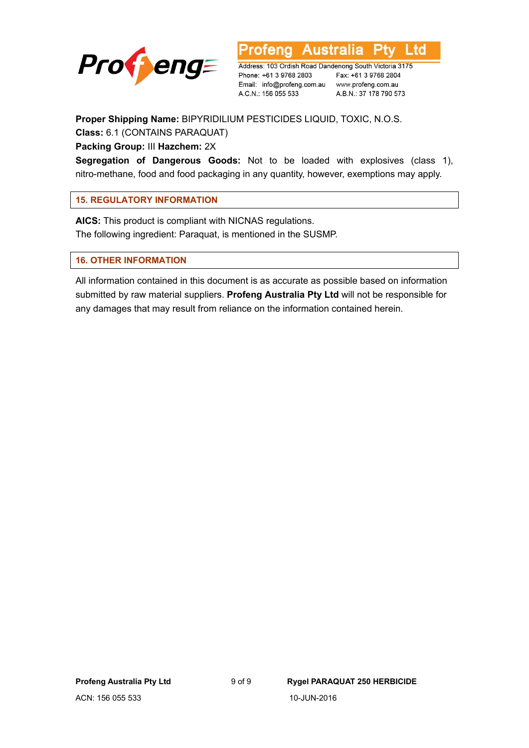**Proper Shipping Name:** BIPYRIDILIUM PESTICIDES LIQUID, TOXIC, N.O.S.
**Class:** 6.1 (CONTAINS PARAQUAT)
**Packing Group:** III **Hazchem:** 2X
**Segregation of Dangerous Goods:** Not to be loaded with explosives (class 1), nitro-methane, food and food packaging in any quantity, however, exemptions may apply.

## 15. REGULATORY INFORMATION

**AICS:** This product is compliant with NICNAS regulations.
The following ingredient: Paraquat, is mentioned in the SUSMP.

## 16. OTHER INFORMATION

All information contained in this document is as accurate as possible based on information submitted by raw material suppliers. **Profeng Australia Pty Ltd** will not be responsible for any damages that may result from reliance on the information contained herein.